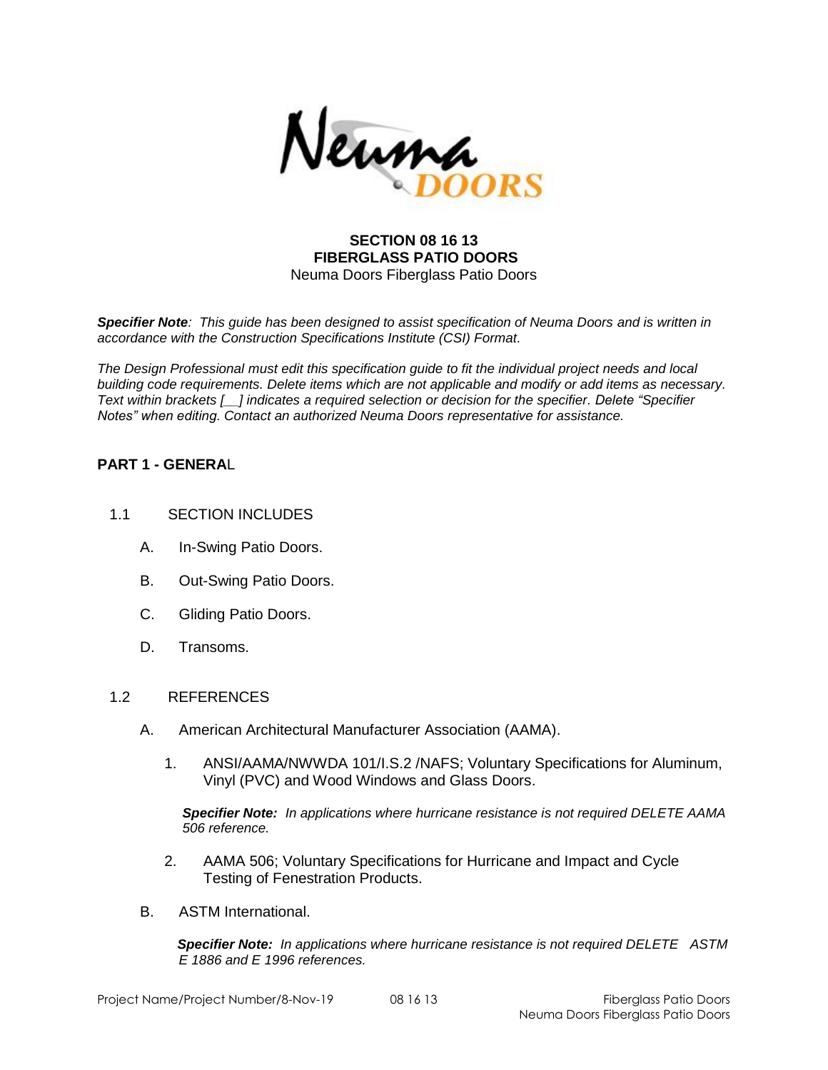**SECTION 08 16 13**
**FIBERGLASS PATIO DOORS**
Neuma Doors Fiberglass Patio Doors

***Specifier Note****: This guide has been designed to assist specification of Neuma Doors and is written in accordance with the Construction Specifications Institute (CSI) Format.*

*The Design Professional must edit this specification guide to fit the individual project needs and local building code requirements. Delete items which are not applicable and modify or add items as necessary. Text within brackets [__] indicates a required selection or decision for the specifier. Delete "Specifier Notes" when editing. Contact an authorized Neuma Doors representative for assistance.*

## PART 1 - GENERAL

### 1.1 SECTION INCLUDES

A. In-Swing Patio Doors.

B. Out-Swing Patio Doors.

C. Gliding Patio Doors.

D. Transoms.

### 1.2 REFERENCES

A. American Architectural Manufacturer Association (AAMA).

1. ANSI/AAMA/NWWDA 101/I.S.2 /NAFS; Voluntary Specifications for Aluminum, Vinyl (PVC) and Wood Windows and Glass Doors.

***Specifier Note:*** *In applications where hurricane resistance is not required DELETE AAMA 506 reference.*

2. AAMA 506; Voluntary Specifications for Hurricane and Impact and Cycle Testing of Fenestration Products.

B. ASTM International.

***Specifier Note:*** *In applications where hurricane resistance is not required DELETE ASTM E 1886 and E 1996 references.*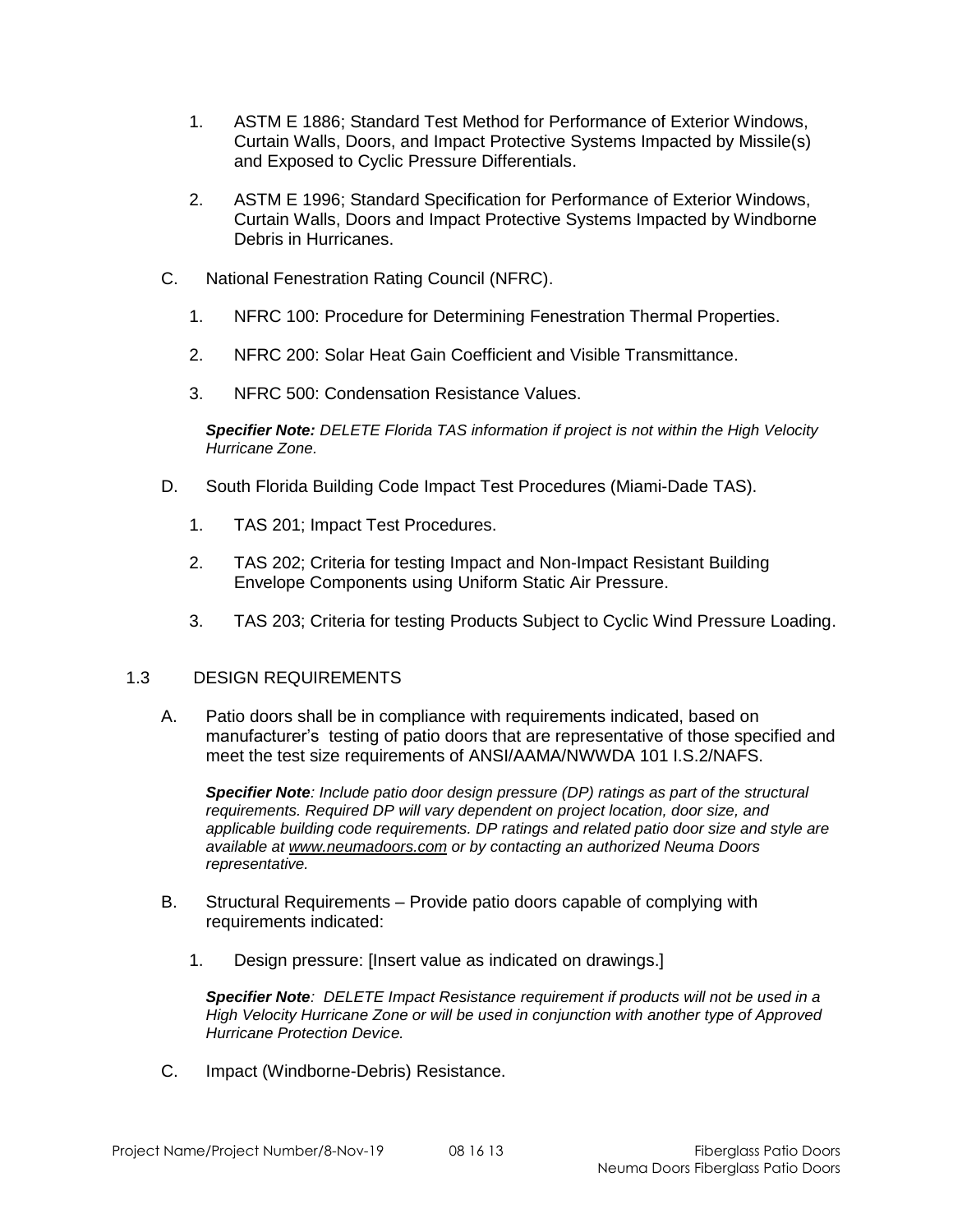1. ASTM E 1886; Standard Test Method for Performance of Exterior Windows, Curtain Walls, Doors, and Impact Protective Systems Impacted by Missile(s) and Exposed to Cyclic Pressure Differentials.

2. ASTM E 1996; Standard Specification for Performance of Exterior Windows, Curtain Walls, Doors and Impact Protective Systems Impacted by Windborne Debris in Hurricanes.

C. National Fenestration Rating Council (NFRC).

1. NFRC 100: Procedure for Determining Fenestration Thermal Properties.

2. NFRC 200: Solar Heat Gain Coefficient and Visible Transmittance.

3. NFRC 500: Condensation Resistance Values.

***Specifier Note:*** *DELETE Florida TAS information if project is not within the High Velocity Hurricane Zone.*

D. South Florida Building Code Impact Test Procedures (Miami-Dade TAS).

1. TAS 201; Impact Test Procedures.

2. TAS 202; Criteria for testing Impact and Non-Impact Resistant Building Envelope Components using Uniform Static Air Pressure.

3. TAS 203; Criteria for testing Products Subject to Cyclic Wind Pressure Loading.

## 1.3 DESIGN REQUIREMENTS

A. Patio doors shall be in compliance with requirements indicated, based on manufacturer's testing of patio doors that are representative of those specified and meet the test size requirements of ANSI/AAMA/NWWDA 101 I.S.2/NAFS.

***Specifier Note****: Include patio door design pressure (DP) ratings as part of the structural requirements. Required DP will vary dependent on project location, door size, and applicable building code requirements. DP ratings and related patio door size and style are available at www.neumadoors.com or by contacting an authorized Neuma Doors representative.*

B. Structural Requirements – Provide patio doors capable of complying with requirements indicated:

1. Design pressure: [Insert value as indicated on drawings.]

***Specifier Note****: DELETE Impact Resistance requirement if products will not be used in a High Velocity Hurricane Zone or will be used in conjunction with another type of Approved Hurricane Protection Device.*

C. Impact (Windborne-Debris) Resistance.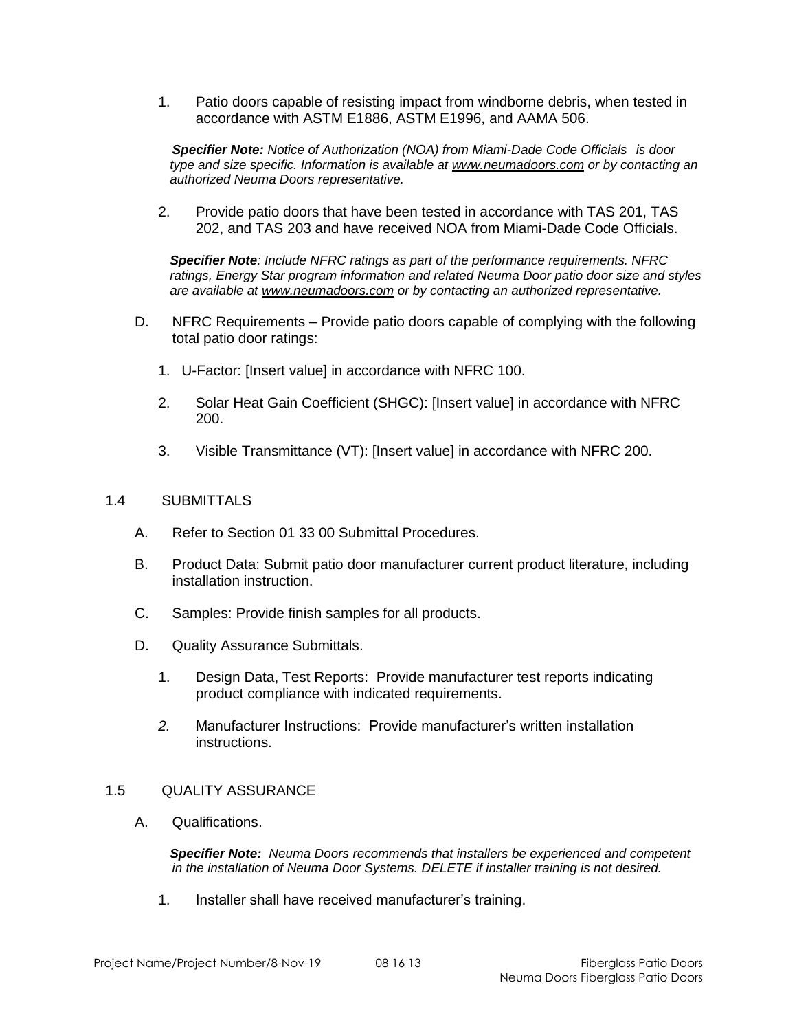1. Patio doors capable of resisting impact from windborne debris, when tested in accordance with ASTM E1886, ASTM E1996, and AAMA 506.

*__Specifier Note:__ Notice of Authorization (NOA) from Miami-Dade Code Officials is door type and size specific. Information is available at www.neumadoors.com or by contacting an authorized Neuma Doors representative.*

2. Provide patio doors that have been tested in accordance with TAS 201, TAS 202, and TAS 203 and have received NOA from Miami-Dade Code Officials.

*__Specifier Note__: Include NFRC ratings as part of the performance requirements. NFRC ratings, Energy Star program information and related Neuma Door patio door size and styles are available at www.neumadoors.com or by contacting an authorized representative.*

D. NFRC Requirements – Provide patio doors capable of complying with the following total patio door ratings:

1. U-Factor: [Insert value] in accordance with NFRC 100.
2. Solar Heat Gain Coefficient (SHGC): [Insert value] in accordance with NFRC 200.
3. Visible Transmittance (VT): [Insert value] in accordance with NFRC 200.

## 1.4 SUBMITTALS

A. Refer to Section 01 33 00 Submittal Procedures.

B. Product Data: Submit patio door manufacturer current product literature, including installation instruction.

C. Samples: Provide finish samples for all products.

D. Quality Assurance Submittals.

1. Design Data, Test Reports: Provide manufacturer test reports indicating product compliance with indicated requirements.
2. Manufacturer Instructions: Provide manufacturer's written installation instructions.

## 1.5 QUALITY ASSURANCE

A. Qualifications.

*__Specifier Note:__ Neuma Doors recommends that installers be experienced and competent in the installation of Neuma Door Systems. DELETE if installer training is not desired.*

1. Installer shall have received manufacturer's training.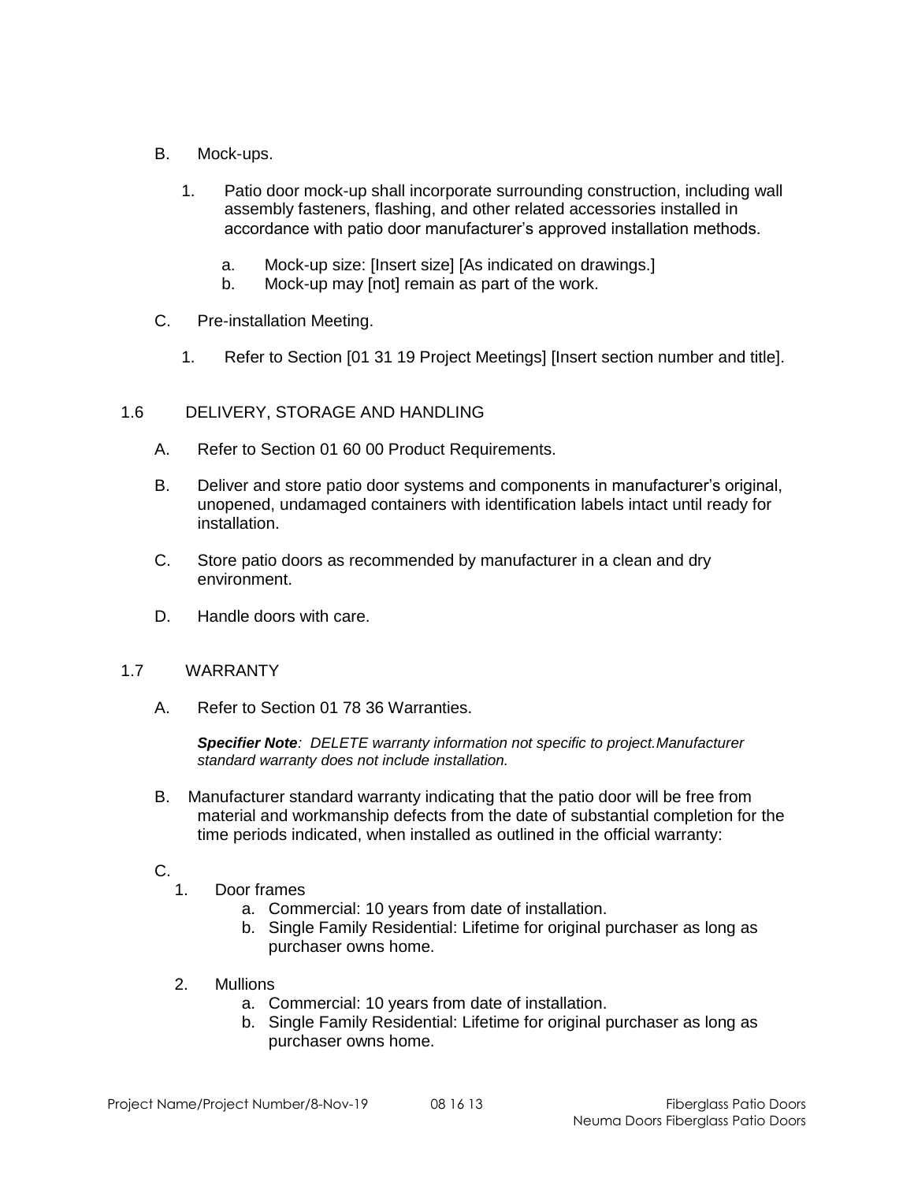B. Mock-ups.

1. Patio door mock-up shall incorporate surrounding construction, including wall assembly fasteners, flashing, and other related accessories installed in accordance with patio door manufacturer's approved installation methods.

   a. Mock-up size: [Insert size] [As indicated on drawings.]

   b. Mock-up may [not] remain as part of the work.

C. Pre-installation Meeting.

1. Refer to Section [01 31 19 Project Meetings] [Insert section number and title].

## 1.6 DELIVERY, STORAGE AND HANDLING

A. Refer to Section 01 60 00 Product Requirements.

B. Deliver and store patio door systems and components in manufacturer's original, unopened, undamaged containers with identification labels intact until ready for installation.

C. Store patio doors as recommended by manufacturer in a clean and dry environment.

D. Handle doors with care.

## 1.7 WARRANTY

A. Refer to Section 01 78 36 Warranties.

***Specifier Note**: DELETE warranty information not specific to project.Manufacturer standard warranty does not include installation.*

B. Manufacturer standard warranty indicating that the patio door will be free from material and workmanship defects from the date of substantial completion for the time periods indicated, when installed as outlined in the official warranty:

C.

1. Door frames
   a. Commercial: 10 years from date of installation.
   b. Single Family Residential: Lifetime for original purchaser as long as purchaser owns home.

2. Mullions
   a. Commercial: 10 years from date of installation.
   b. Single Family Residential: Lifetime for original purchaser as long as purchaser owns home.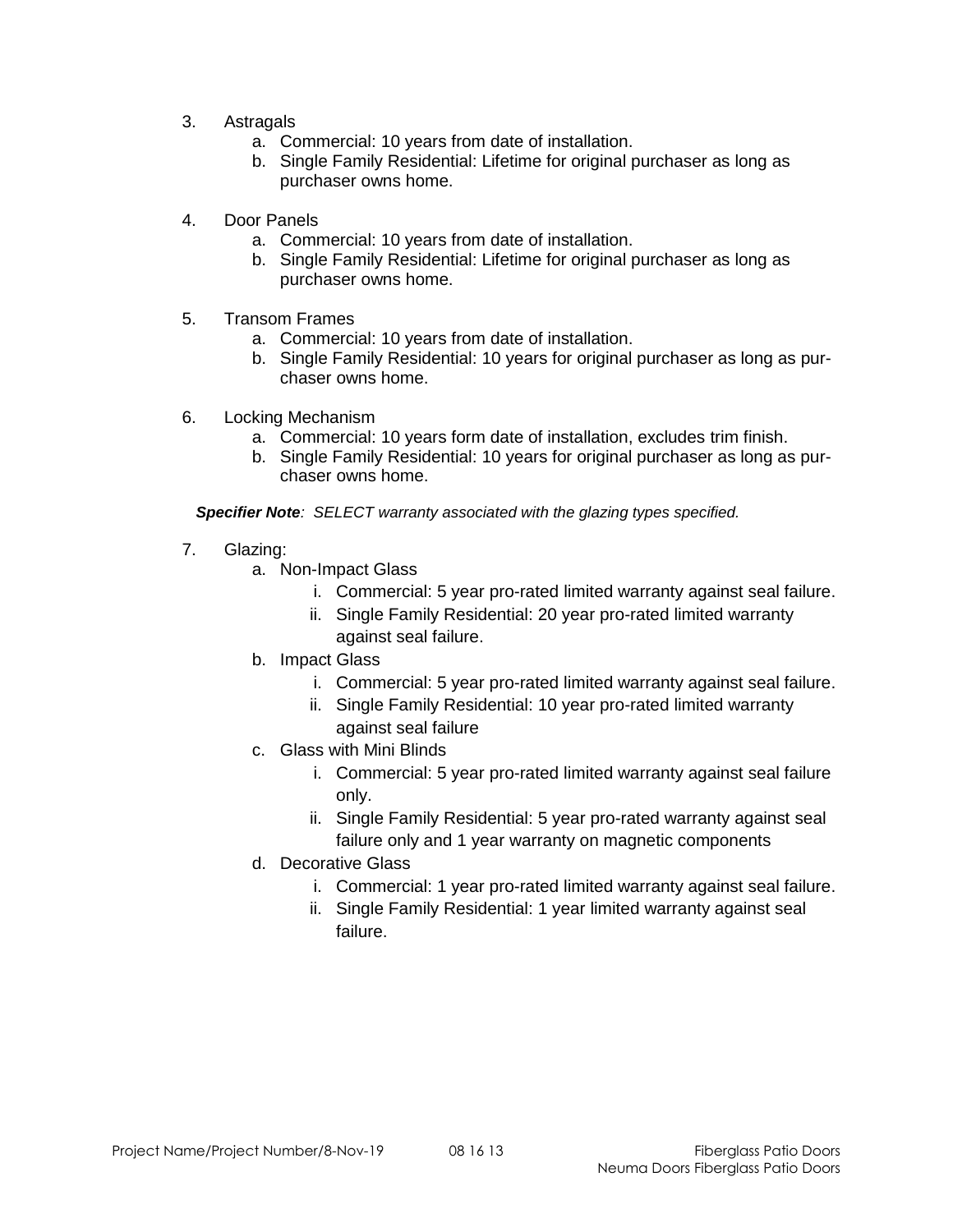3. Astragals
    a. Commercial: 10 years from date of installation.
    b. Single Family Residential: Lifetime for original purchaser as long as purchaser owns home.

4. Door Panels
    a. Commercial: 10 years from date of installation.
    b. Single Family Residential: Lifetime for original purchaser as long as purchaser owns home.

5. Transom Frames
    a. Commercial: 10 years from date of installation.
    b. Single Family Residential: 10 years for original purchaser as long as purchaser owns home.

6. Locking Mechanism
    a. Commercial: 10 years form date of installation, excludes trim finish.
    b. Single Family Residential: 10 years for original purchaser as long as purchaser owns home.

***Specifier Note**: SELECT warranty associated with the glazing types specified.*

7. Glazing:
    a. Non-Impact Glass
        i. Commercial: 5 year pro-rated limited warranty against seal failure.
        ii. Single Family Residential: 20 year pro-rated limited warranty against seal failure.
    b. Impact Glass
        i. Commercial: 5 year pro-rated limited warranty against seal failure.
        ii. Single Family Residential: 10 year pro-rated limited warranty against seal failure
    c. Glass with Mini Blinds
        i. Commercial: 5 year pro-rated limited warranty against seal failure only.
        ii. Single Family Residential: 5 year pro-rated warranty against seal failure only and 1 year warranty on magnetic components
    d. Decorative Glass
        i. Commercial: 1 year pro-rated limited warranty against seal failure.
        ii. Single Family Residential: 1 year limited warranty against seal failure.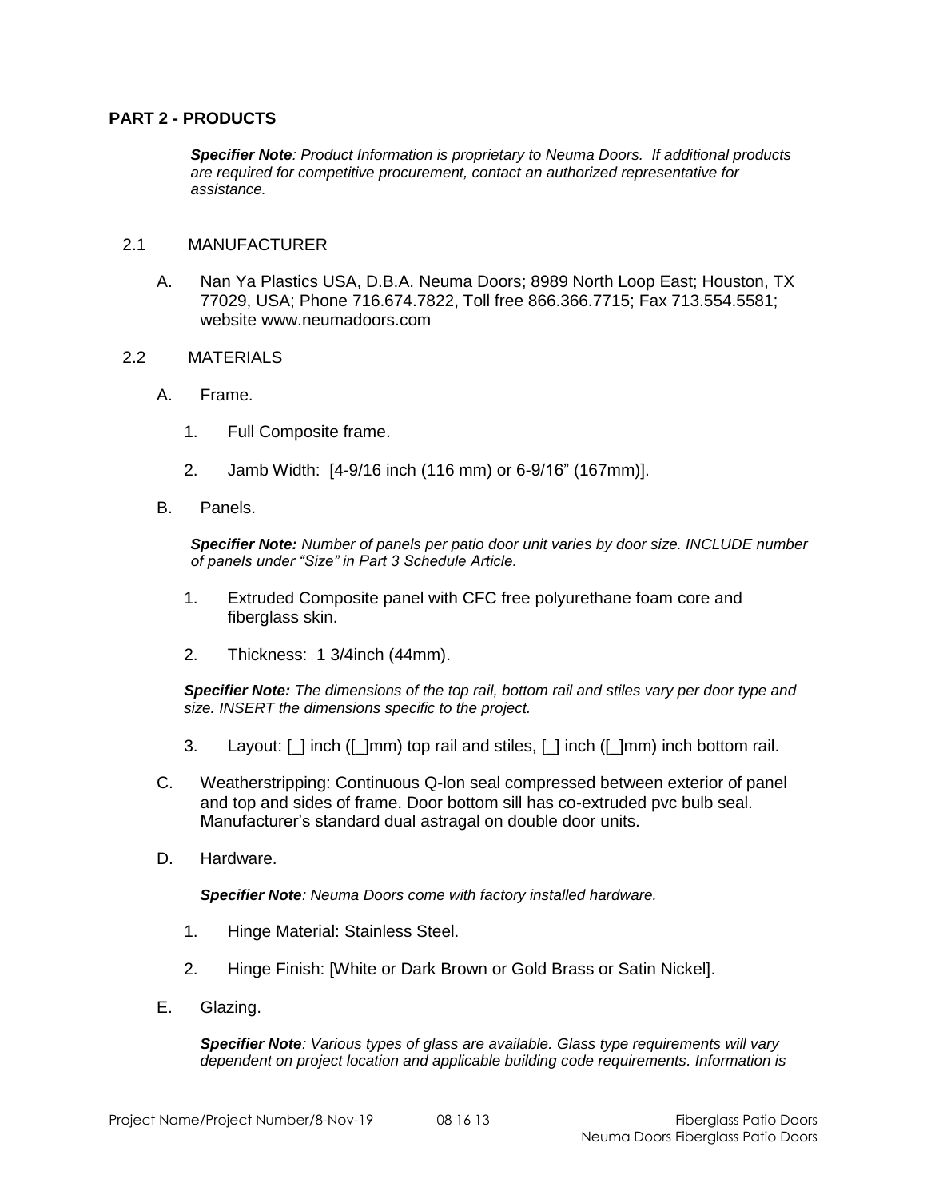## PART 2 - PRODUCTS

***Specifier Note****: Product Information is proprietary to Neuma Doors. If additional products are required for competitive procurement, contact an authorized representative for assistance.*

2.1 MANUFACTURER

A. Nan Ya Plastics USA, D.B.A. Neuma Doors; 8989 North Loop East; Houston, TX 77029, USA; Phone 716.674.7822, Toll free 866.366.7715; Fax 713.554.5581; website www.neumadoors.com

2.2 MATERIALS

A. Frame.

1. Full Composite frame.

2. Jamb Width: [4-9/16 inch (116 mm) or 6-9/16" (167mm)].

B. Panels.

***Specifier Note:*** *Number of panels per patio door unit varies by door size. INCLUDE number of panels under "Size" in Part 3 Schedule Article.*

1. Extruded Composite panel with CFC free polyurethane foam core and fiberglass skin.

2. Thickness: 1 3/4inch (44mm).

***Specifier Note:*** *The dimensions of the top rail, bottom rail and stiles vary per door type and size. INSERT the dimensions specific to the project.*

3. Layout: [_] inch ([_]mm) top rail and stiles, [_] inch ([_]mm) inch bottom rail.

C. Weatherstripping: Continuous Q-lon seal compressed between exterior of panel and top and sides of frame. Door bottom sill has co-extruded pvc bulb seal. Manufacturer's standard dual astragal on double door units.

D. Hardware.

***Specifier Note****: Neuma Doors come with factory installed hardware.*

1. Hinge Material: Stainless Steel.

2. Hinge Finish: [White or Dark Brown or Gold Brass or Satin Nickel].

E. Glazing.

***Specifier Note****: Various types of glass are available. Glass type requirements will vary dependent on project location and applicable building code requirements. Information is*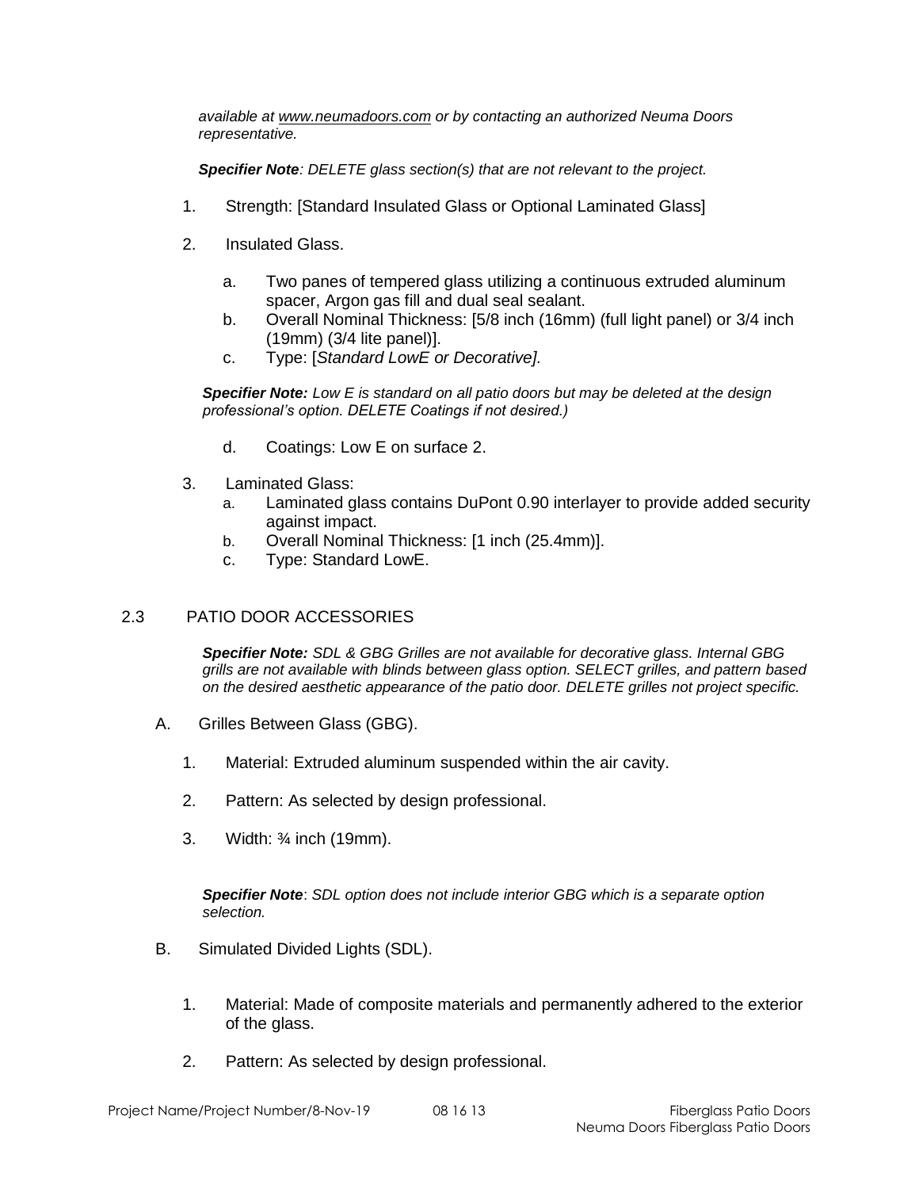*available at www.neumadoors.com or by contacting an authorized Neuma Doors representative.*

***Specifier Note****: DELETE glass section(s) that are not relevant to the project.*

1. Strength: [Standard Insulated Glass or Optional Laminated Glass]

2. Insulated Glass.

   a. Two panes of tempered glass utilizing a continuous extruded aluminum spacer, Argon gas fill and dual seal sealant.
   b. Overall Nominal Thickness: [5/8 inch (16mm) (full light panel) or 3/4 inch (19mm) (3/4 lite panel)].
   c. Type: [*Standard LowE or Decorative].*

   ***Specifier Note:*** *Low E is standard on all patio doors but may be deleted at the design professional's option. DELETE Coatings if not desired.)*

   d. Coatings: Low E on surface 2.

3. Laminated Glass:
   a. Laminated glass contains DuPont 0.90 interlayer to provide added security against impact.
   b. Overall Nominal Thickness: [1 inch (25.4mm)].
   c. Type: Standard LowE.

## 2.3 PATIO DOOR ACCESSORIES

***Specifier Note:*** *SDL & GBG Grilles are not available for decorative glass. Internal GBG grills are not available with blinds between glass option. SELECT grilles, and pattern based on the desired aesthetic appearance of the patio door. DELETE grilles not project specific.*

A. Grilles Between Glass (GBG).

   1. Material: Extruded aluminum suspended within the air cavity.

   2. Pattern: As selected by design professional.

   3. Width: ¾ inch (19mm).

***Specifier Note***: *SDL option does not include interior GBG which is a separate option selection.*

B. Simulated Divided Lights (SDL).

   1. Material: Made of composite materials and permanently adhered to the exterior of the glass.

   2. Pattern: As selected by design professional.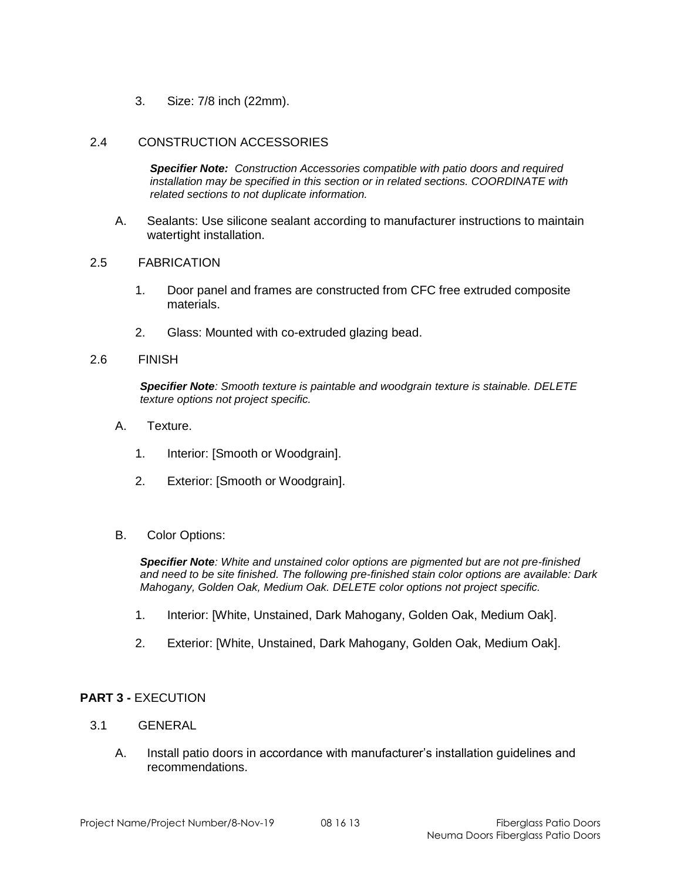3. Size: 7/8 inch (22mm).

### 2.4 CONSTRUCTION ACCESSORIES

***Specifier Note:*** *Construction Accessories compatible with patio doors and required installation may be specified in this section or in related sections. COORDINATE with related sections to not duplicate information.*

A. Sealants: Use silicone sealant according to manufacturer instructions to maintain watertight installation.

### 2.5 FABRICATION

1. Door panel and frames are constructed from CFC free extruded composite materials.

2. Glass: Mounted with co-extruded glazing bead.

### 2.6 FINISH

***Specifier Note****: Smooth texture is paintable and woodgrain texture is stainable. DELETE texture options not project specific.*

A. Texture.

1. Interior: [Smooth or Woodgrain].

2. Exterior: [Smooth or Woodgrain].

B. Color Options:

***Specifier Note****: White and unstained color options are pigmented but are not pre-finished and need to be site finished. The following pre-finished stain color options are available: Dark Mahogany, Golden Oak, Medium Oak. DELETE color options not project specific.*

1. Interior: [White, Unstained, Dark Mahogany, Golden Oak, Medium Oak].

2. Exterior: [White, Unstained, Dark Mahogany, Golden Oak, Medium Oak].

## PART 3 - EXECUTION

### 3.1 GENERAL

A. Install patio doors in accordance with manufacturer's installation guidelines and recommendations.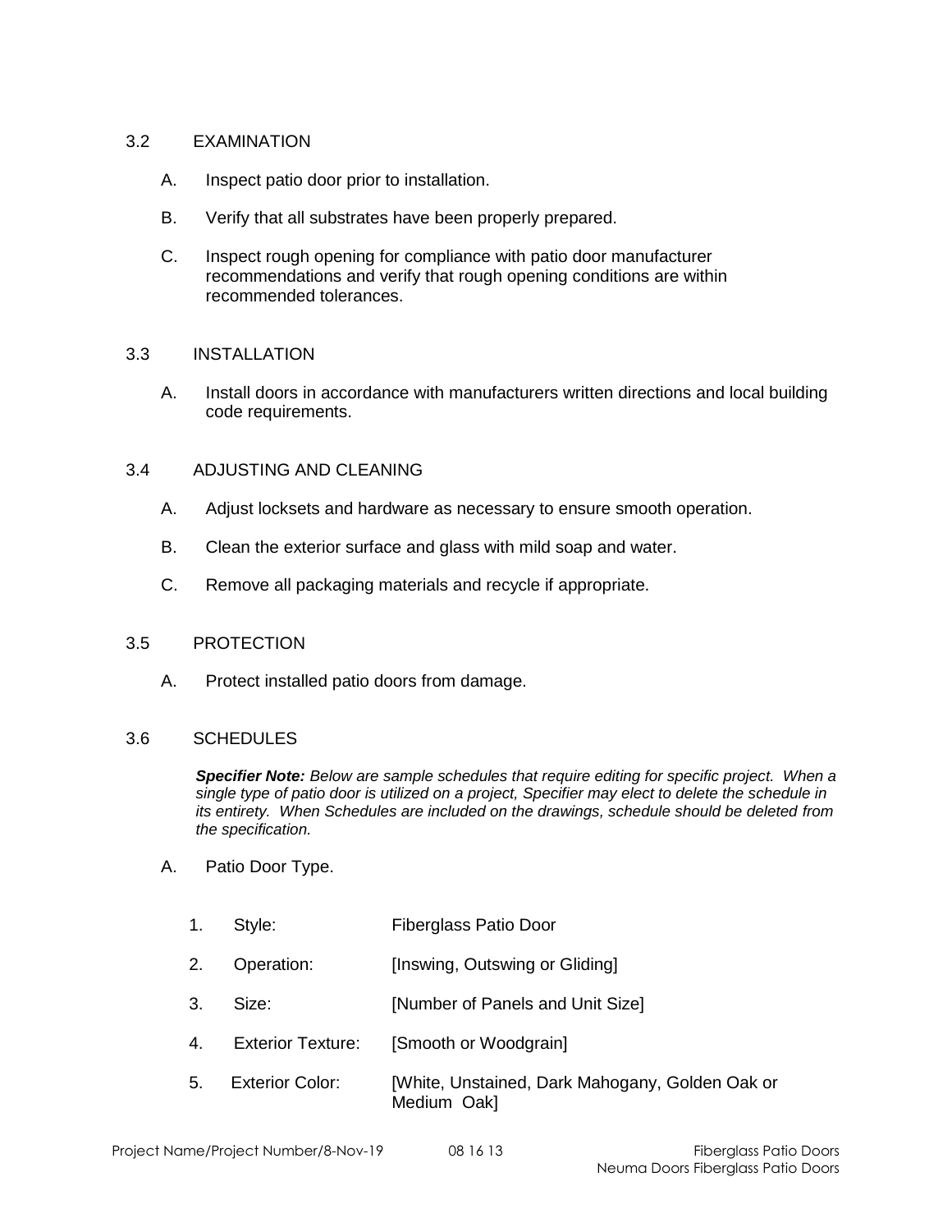## 3.2 EXAMINATION

A. Inspect patio door prior to installation.

B. Verify that all substrates have been properly prepared.

C. Inspect rough opening for compliance with patio door manufacturer recommendations and verify that rough opening conditions are within recommended tolerances.

## 3.3 INSTALLATION

A. Install doors in accordance with manufacturers written directions and local building code requirements.

## 3.4 ADJUSTING AND CLEANING

A. Adjust locksets and hardware as necessary to ensure smooth operation.

B. Clean the exterior surface and glass with mild soap and water.

C. Remove all packaging materials and recycle if appropriate.

## 3.5 PROTECTION

A. Protect installed patio doors from damage.

## 3.6 SCHEDULES

***Specifier Note:*** *Below are sample schedules that require editing for specific project. When a single type of patio door is utilized on a project, Specifier may elect to delete the schedule in its entirety. When Schedules are included on the drawings, schedule should be deleted from the specification.*

A. Patio Door Type.

1. Style: Fiberglass Patio Door
2. Operation: [Inswing, Outswing or Gliding]
3. Size: [Number of Panels and Unit Size]
4. Exterior Texture: [Smooth or Woodgrain]
5. Exterior Color: [White, Unstained, Dark Mahogany, Golden Oak or Medium Oak]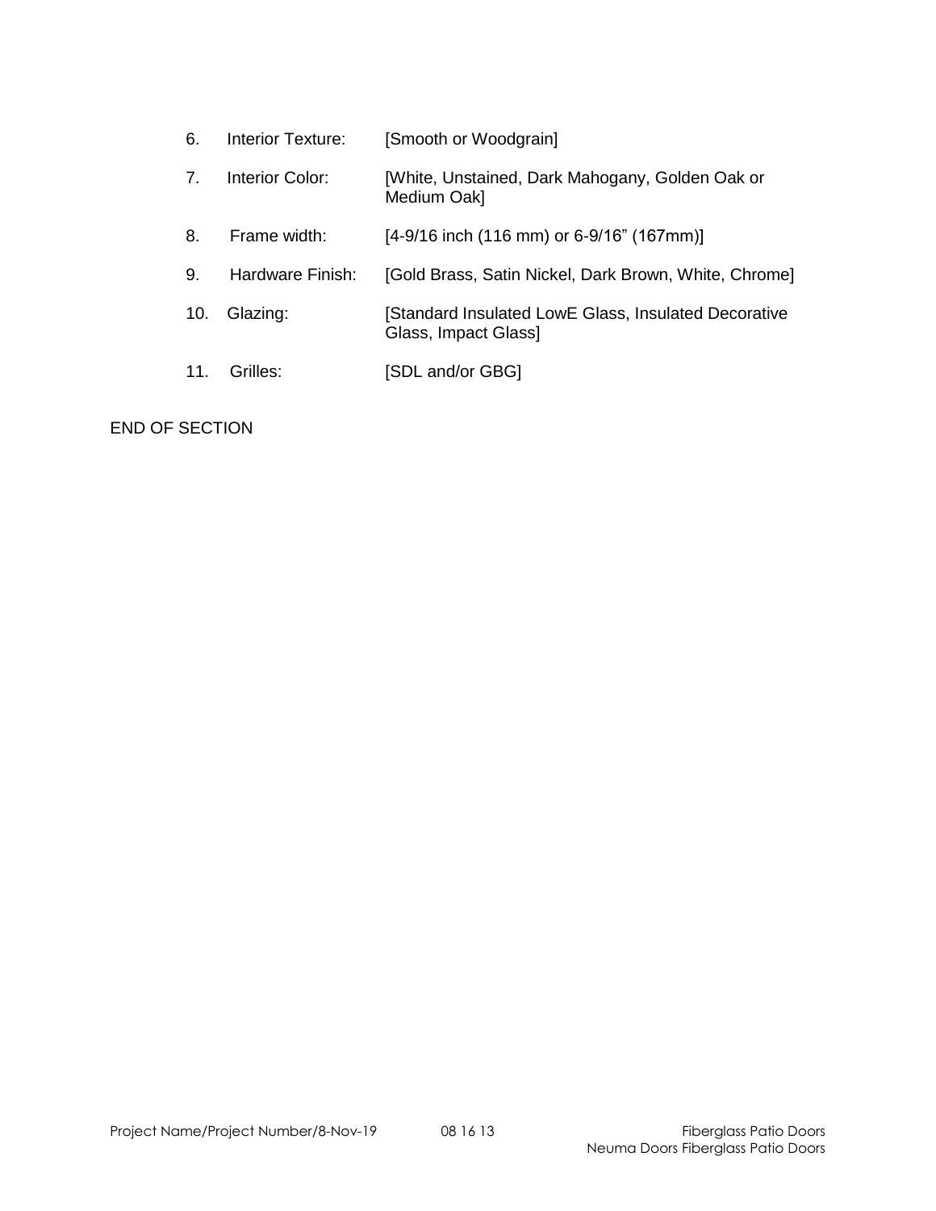6. Interior Texture: [Smooth or Woodgrain]

7. Interior Color: [White, Unstained, Dark Mahogany, Golden Oak or Medium Oak]

8. Frame width: [4-9/16 inch (116 mm) or 6-9/16" (167mm)]

9. Hardware Finish: [Gold Brass, Satin Nickel, Dark Brown, White, Chrome]

10. Glazing: [Standard Insulated LowE Glass, Insulated Decorative Glass, Impact Glass]

11. Grilles: [SDL and/or GBG]

END OF SECTION